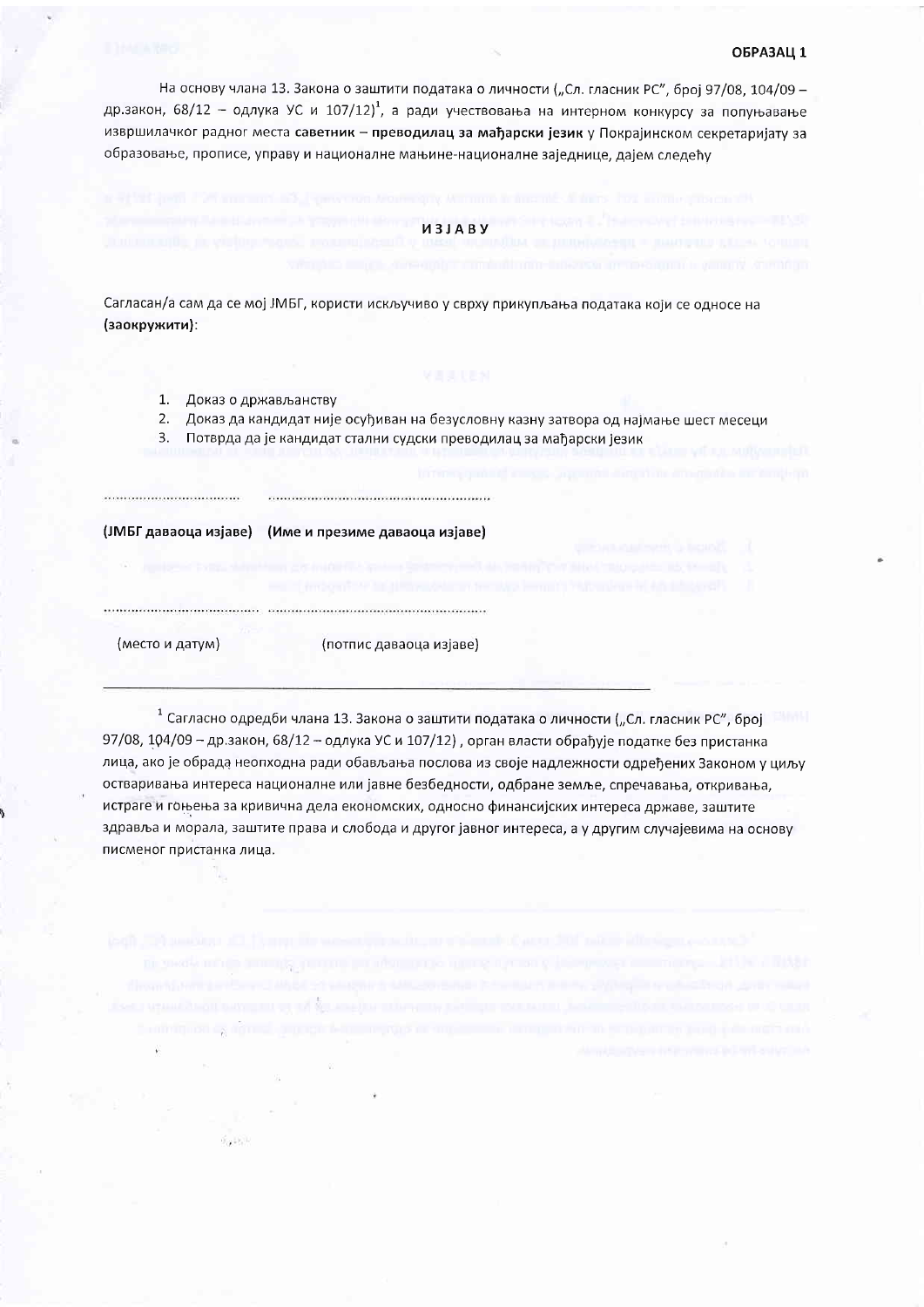**ОБРАЗАЦ 1**

На основу члана 13. Закона о заштити података о личности („Сл. гласник РС”, број 97/08, 104/09 – др.закон, 68/12 – одлука УС и 107/12)[1], а ради учествовања на интерном конкурсу за попуњавање извршилачког радног места **саветник – преводилац за мађарски језик** у Покрајинском секретаријату за образовање, прописе, управу и националне мањине-националне заједнице, дајем следећу

# ИЗЈАВУ

Сагласан/а сам да се мој ЈМБГ, користи искључиво у сврху прикупљања података који се односе на **(заокружити)**:

1. Доказ о држављанству
2. Доказ да кандидат није осуђиван на безусловну казну затвора од најмање шест месеци
3. Потврда да је кандидат стални судски преводилац за мађарски језик

.................................. ......................................................

**(ЈМБГ даваоца изјаве) (Име и презиме даваоца изјаве)**

.................................... ......................................................

(место и датум) (потпис даваоца изјаве)

---

[1] Сагласно одредби члана 13. Закона о заштити података о личности („Сл. гласник РС”, број 97/08, 104/09 – др.закон, 68/12 – одлука УС и 107/12) , орган власти обрађује податке без пристанка лица, ако је обрада неопходна ради обављања послова из своје надлежности одређених Законом у циљу остваривања интереса националне или јавне безбедности, одбране земље, спречавања, откривања, истраге и гоњења за кривична дела економских, односно финансијских интереса државе, заштите здравља и морала, заштите права и слобода и другог јавног интереса, а у другим случајевима на основу писменог пристанка лица.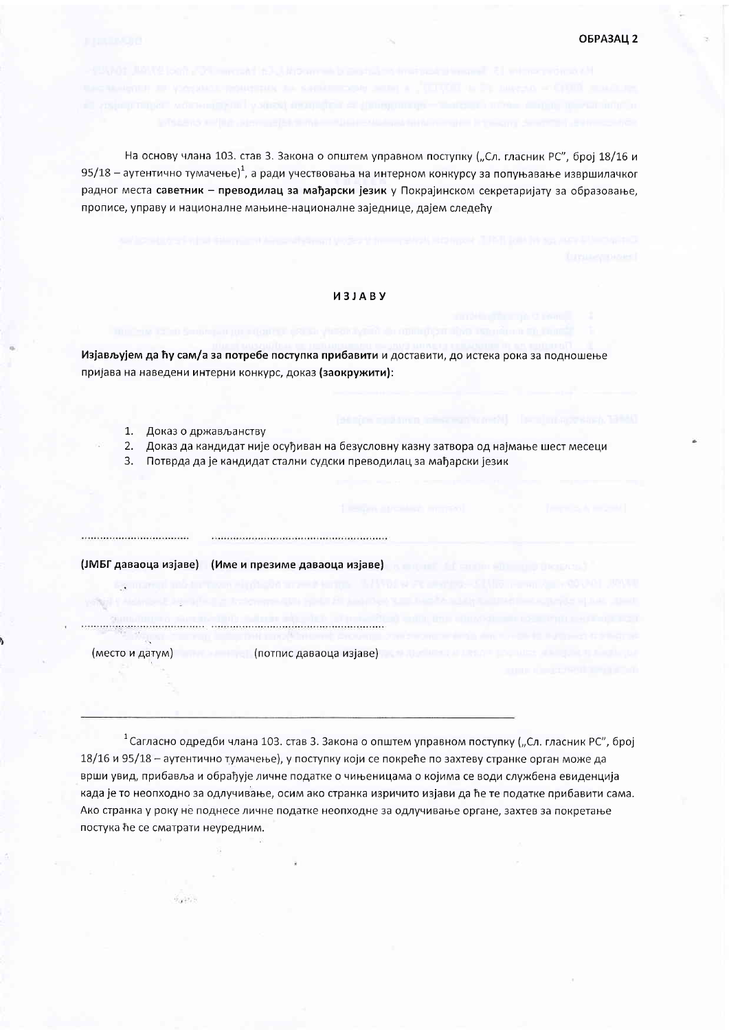**ОБРАЗАЦ 2**

На основу члана 103. став 3. Закона о општем управном поступку („Сл. гласник РС", број 18/16 и 95/18 – аутентично тумачење)[1], а ради учествовања на интерном конкурсу за попуњавање извршилачког радног места **саветник – преводилац за мађарски језик** у Покрајинском секретаријату за образовање, прописе, управу и националне мањине-националне заједнице, дајем следећу

**ИЗЈАВУ**

**Изјављујем да ћу сам/а за потребе поступка прибавити** и доставити, до истека рока за подношење пријава на наведени интерни конкурс, доказ **(заокружити)**:

1. Доказ о држављанству
2. Доказ да кандидат није осуђиван на безусловну казну затвора од најмање шест месеци
3. Потврда да је кандидат стални судски преводилац за мађарски језик

................................ ....................................................

**(ЈМБГ даваоца изјаве) (Име и презиме даваоца изјаве)**

................................ ....................................................

(место и датум) (потпис даваоца изјаве)

---

[1] Сагласно одредби члана 103. став 3. Закона о општем управном поступку („Сл. гласник РС", број 18/16 и 95/18 – аутентично тумачење), у поступку који се покреће по захтеву странке орган може да врши увид, прибавља и обрађује личне податке о чињеницама о којима се води службена евиденција када је то неопходно за одлучивање, осим ако странка изричито изјави да ће те податке прибавити сама. Ако странка у року не поднесе личне податке неопходне за одлучивање органе, захтев за покретање постука ће се сматрати неуредним.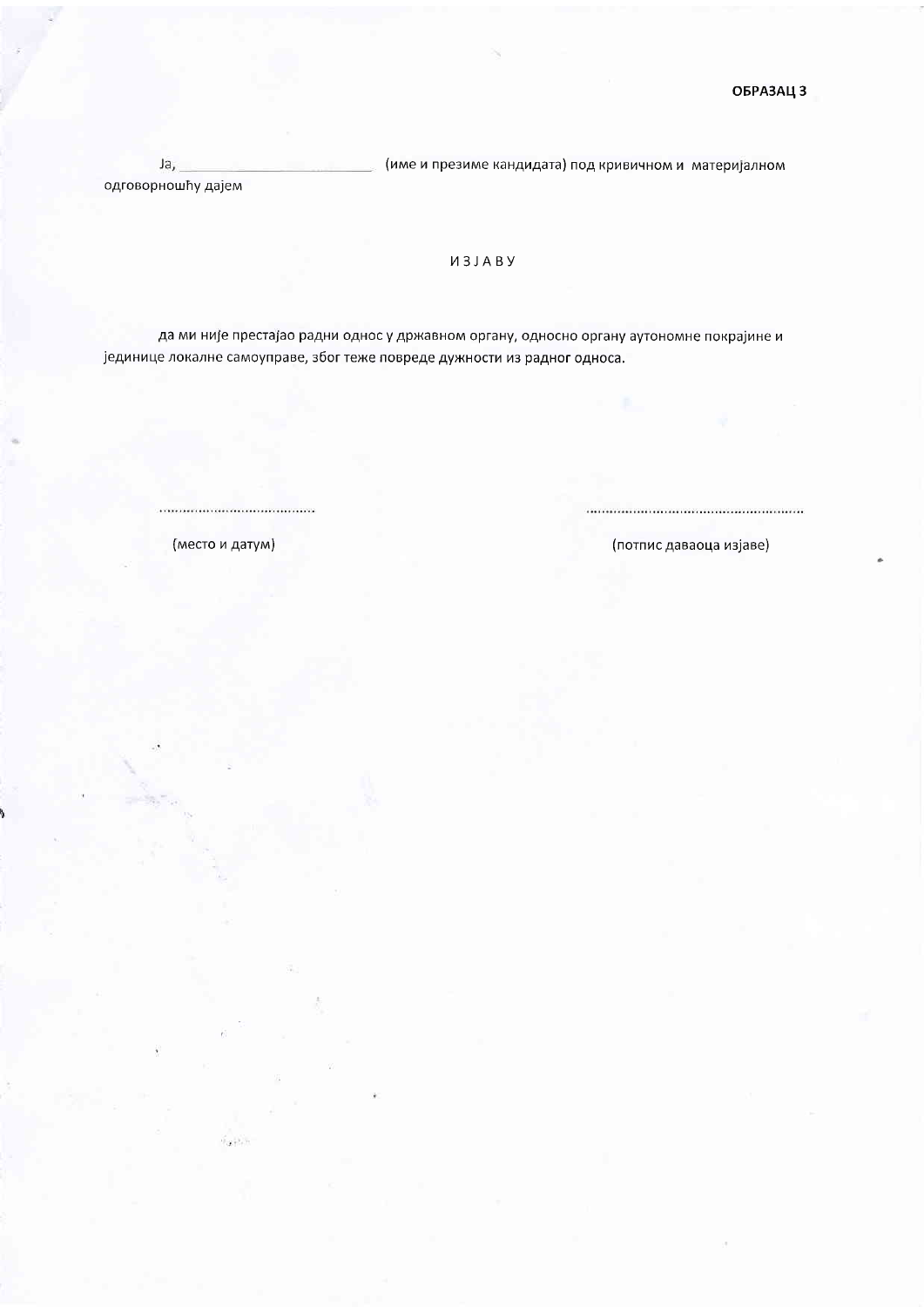**ОБРАЗАЦ 3**

Ја, _________________________ (име и презиме кандидата) под кривичном и материјалном одговорношћу дајем

## И З Ј А В У

да ми није престајао радни однос у државном органу, односно органу аутономне покрајине и јединице локалне самоуправе, због теже повреде дужности из радног односа.

.......................................
(место и датум)

.......................................................
(потпис даваоца изјаве)